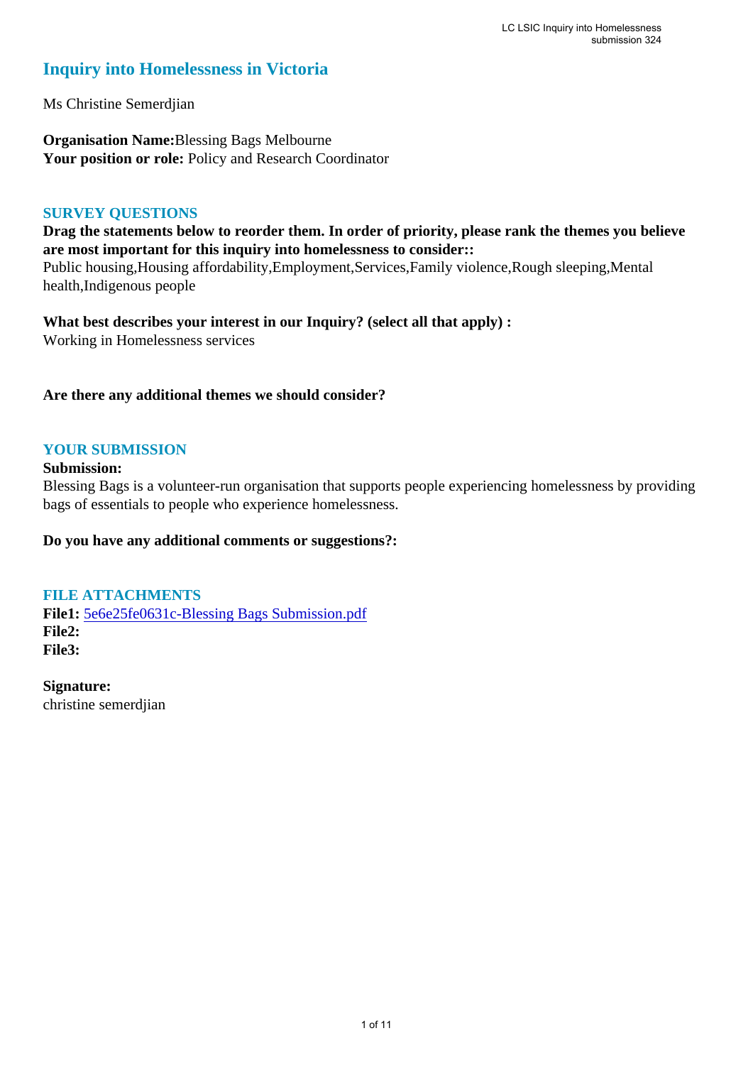# Inquiry into Homelessness in Victoria

Ms Christine Semerdjian

**Organisation Name:** Blessing Bags Melbourne
**Your position or role:** Policy and Research Coordinator

## SURVEY QUESTIONS

**Drag the statements below to reorder them. In order of priority, please rank the themes you believe are most important for this inquiry into homelessness to consider::**
Public housing,Housing affordability,Employment,Services,Family violence,Rough sleeping,Mental health,Indigenous people

**What best describes your interest in our Inquiry? (select all that apply) :**
Working in Homelessness services

**Are there any additional themes we should consider?**

## YOUR SUBMISSION

**Submission:**
Blessing Bags is a volunteer-run organisation that supports people experiencing homelessness by providing bags of essentials to people who experience homelessness.

**Do you have any additional comments or suggestions?:**

## FILE ATTACHMENTS

**File1:** 5e6e25fe0631c-Blessing Bags Submission.pdf
**File2:**
**File3:**

**Signature:**
christine semerdjian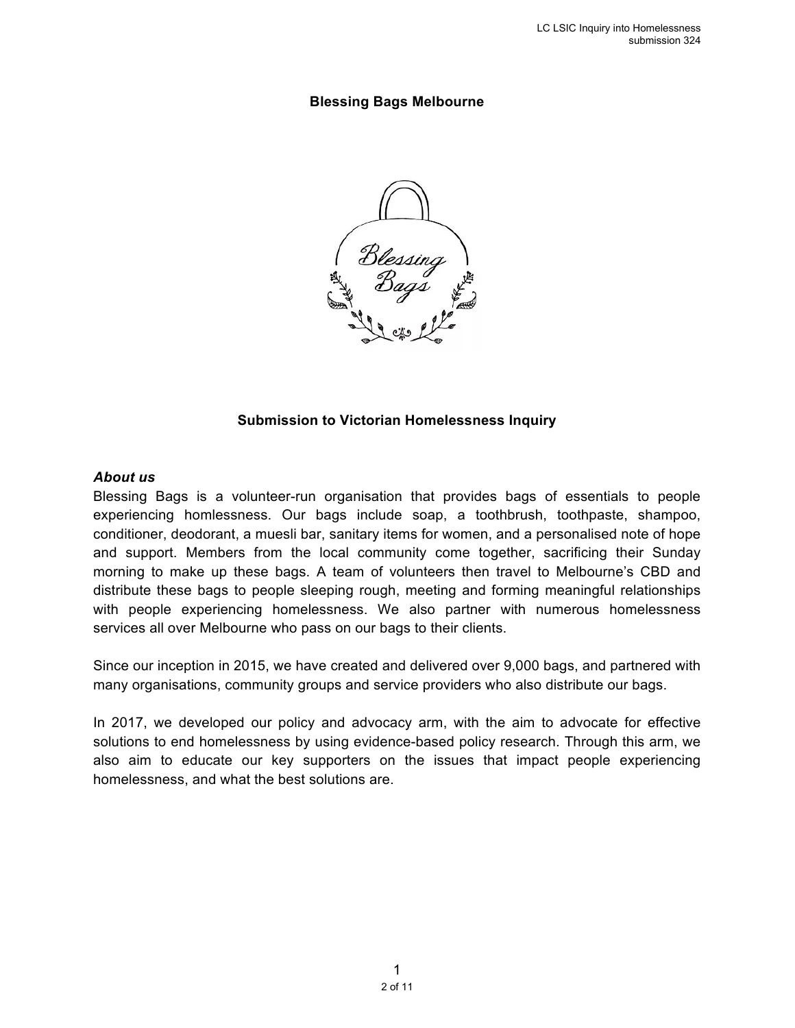**Blessing Bags Melbourne**

**Submission to Victorian Homelessness Inquiry**

***About us***

Blessing Bags is a volunteer-run organisation that provides bags of essentials to people experiencing homlessness. Our bags include soap, a toothbrush, toothpaste, shampoo, conditioner, deodorant, a muesli bar, sanitary items for women, and a personalised note of hope and support. Members from the local community come together, sacrificing their Sunday morning to make up these bags. A team of volunteers then travel to Melbourne's CBD and distribute these bags to people sleeping rough, meeting and forming meaningful relationships with people experiencing homelessness. We also partner with numerous homelessness services all over Melbourne who pass on our bags to their clients.

Since our inception in 2015, we have created and delivered over 9,000 bags, and partnered with many organisations, community groups and service providers who also distribute our bags.

In 2017, we developed our policy and advocacy arm, with the aim to advocate for effective solutions to end homelessness by using evidence-based policy research. Through this arm, we also aim to educate our key supporters on the issues that impact people experiencing homelessness, and what the best solutions are.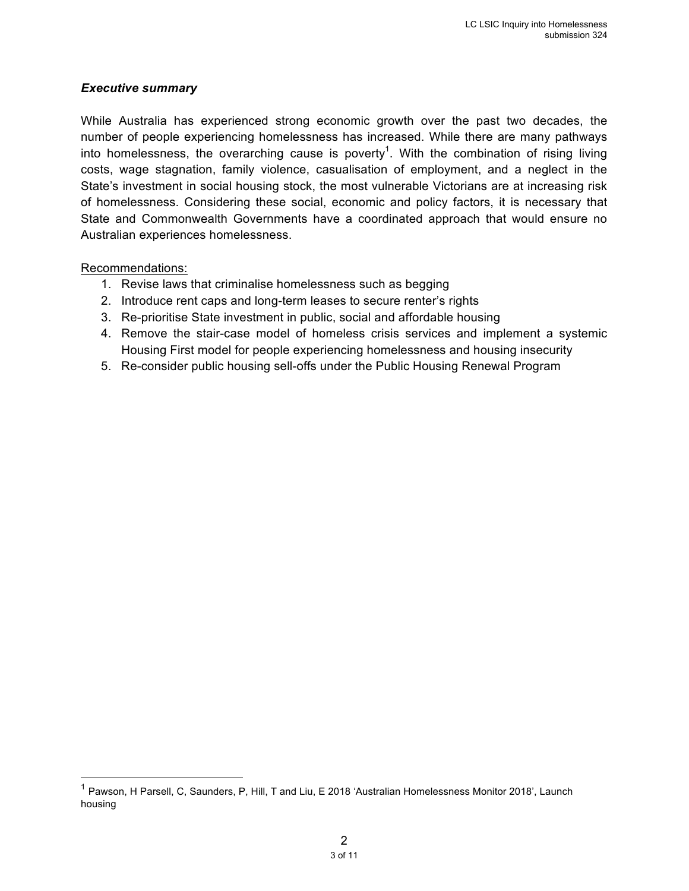### *Executive summary*

While Australia has experienced strong economic growth over the past two decades, the number of people experiencing homelessness has increased. While there are many pathways into homelessness, the overarching cause is poverty[1]. With the combination of rising living costs, wage stagnation, family violence, casualisation of employment, and a neglect in the State's investment in social housing stock, the most vulnerable Victorians are at increasing risk of homelessness. Considering these social, economic and policy factors, it is necessary that State and Commonwealth Governments have a coordinated approach that would ensure no Australian experiences homelessness.

Recommendations:

1. Revise laws that criminalise homelessness such as begging
2. Introduce rent caps and long-term leases to secure renter's rights
3. Re-prioritise State investment in public, social and affordable housing
4. Remove the stair-case model of homeless crisis services and implement a systemic Housing First model for people experiencing homelessness and housing insecurity
5. Re-consider public housing sell-offs under the Public Housing Renewal Program

---

[1] Pawson, H Parsell, C, Saunders, P, Hill, T and Liu, E 2018 'Australian Homelessness Monitor 2018', Launch housing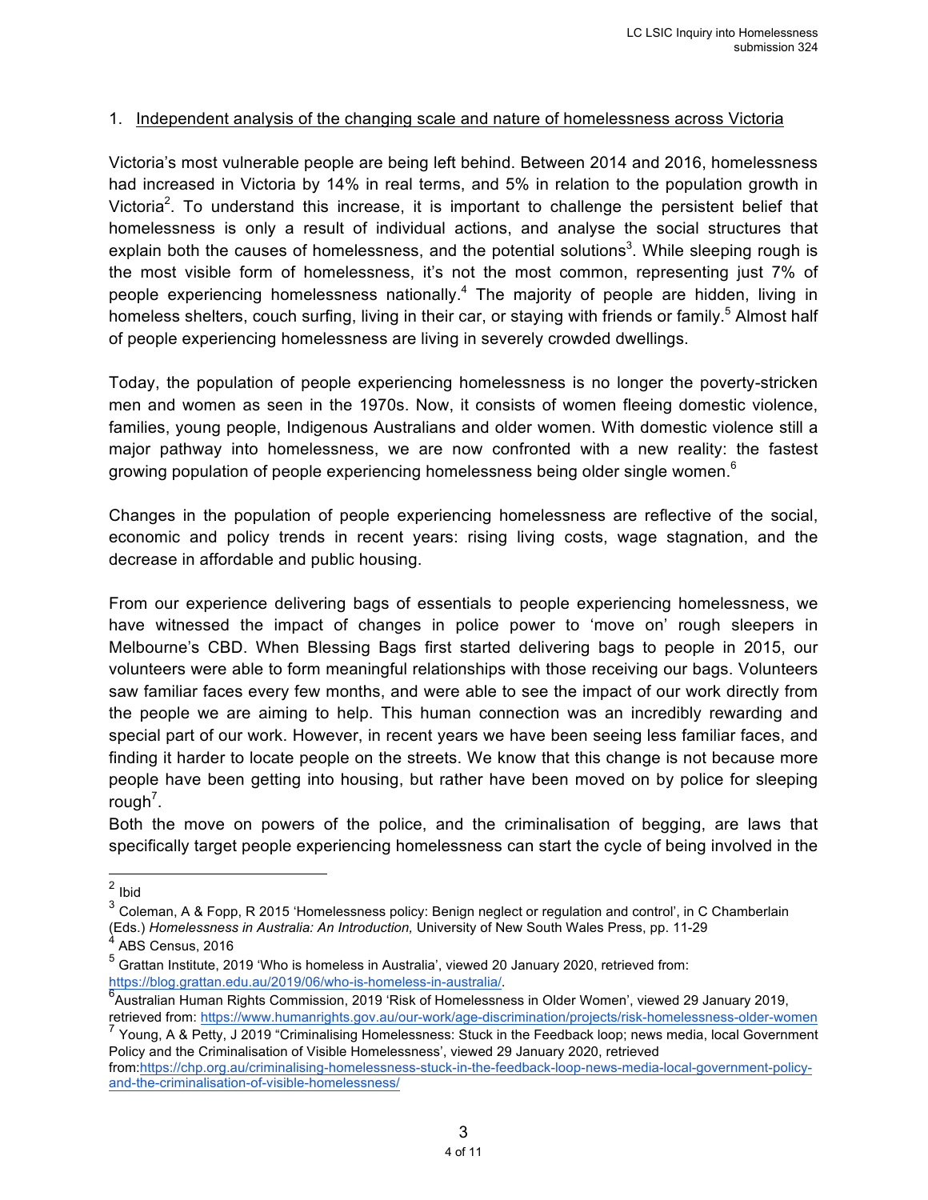1. Independent analysis of the changing scale and nature of homelessness across Victoria

Victoria's most vulnerable people are being left behind. Between 2014 and 2016, homelessness had increased in Victoria by 14% in real terms, and 5% in relation to the population growth in Victoria[2]. To understand this increase, it is important to challenge the persistent belief that homelessness is only a result of individual actions, and analyse the social structures that explain both the causes of homelessness, and the potential solutions[3]. While sleeping rough is the most visible form of homelessness, it's not the most common, representing just 7% of people experiencing homelessness nationally.[4] The majority of people are hidden, living in homeless shelters, couch surfing, living in their car, or staying with friends or family.[5] Almost half of people experiencing homelessness are living in severely crowded dwellings.

Today, the population of people experiencing homelessness is no longer the poverty-stricken men and women as seen in the 1970s. Now, it consists of women fleeing domestic violence, families, young people, Indigenous Australians and older women. With domestic violence still a major pathway into homelessness, we are now confronted with a new reality: the fastest growing population of people experiencing homelessness being older single women.[6]

Changes in the population of people experiencing homelessness are reflective of the social, economic and policy trends in recent years: rising living costs, wage stagnation, and the decrease in affordable and public housing.

From our experience delivering bags of essentials to people experiencing homelessness, we have witnessed the impact of changes in police power to 'move on' rough sleepers in Melbourne's CBD. When Blessing Bags first started delivering bags to people in 2015, our volunteers were able to form meaningful relationships with those receiving our bags. Volunteers saw familiar faces every few months, and were able to see the impact of our work directly from the people we are aiming to help. This human connection was an incredibly rewarding and special part of our work. However, in recent years we have been seeing less familiar faces, and finding it harder to locate people on the streets. We know that this change is not because more people have been getting into housing, but rather have been moved on by police for sleeping rough[7].

Both the move on powers of the police, and the criminalisation of begging, are laws that specifically target people experiencing homelessness can start the cycle of being involved in the

---

[2] Ibid

[3] Coleman, A & Fopp, R 2015 'Homelessness policy: Benign neglect or regulation and control', in C Chamberlain (Eds.) *Homelessness in Australia: An Introduction,* University of New South Wales Press, pp. 11-29

[4] ABS Census, 2016

[5] Grattan Institute, 2019 'Who is homeless in Australia', viewed 20 January 2020, retrieved from: https://blog.grattan.edu.au/2019/06/who-is-homeless-in-australia/.

[6] Australian Human Rights Commission, 2019 'Risk of Homelessness in Older Women', viewed 29 January 2019, retrieved from: https://www.humanrights.gov.au/our-work/age-discrimination/projects/risk-homelessness-older-women

[7] Young, A & Petty, J 2019 "Criminalising Homelessness: Stuck in the Feedback loop; news media, local Government Policy and the Criminalisation of Visible Homelessness', viewed 29 January 2020, retrieved from:https://chp.org.au/criminalising-homelessness-stuck-in-the-feedback-loop-news-media-local-government-policy-and-the-criminalisation-of-visible-homelessness/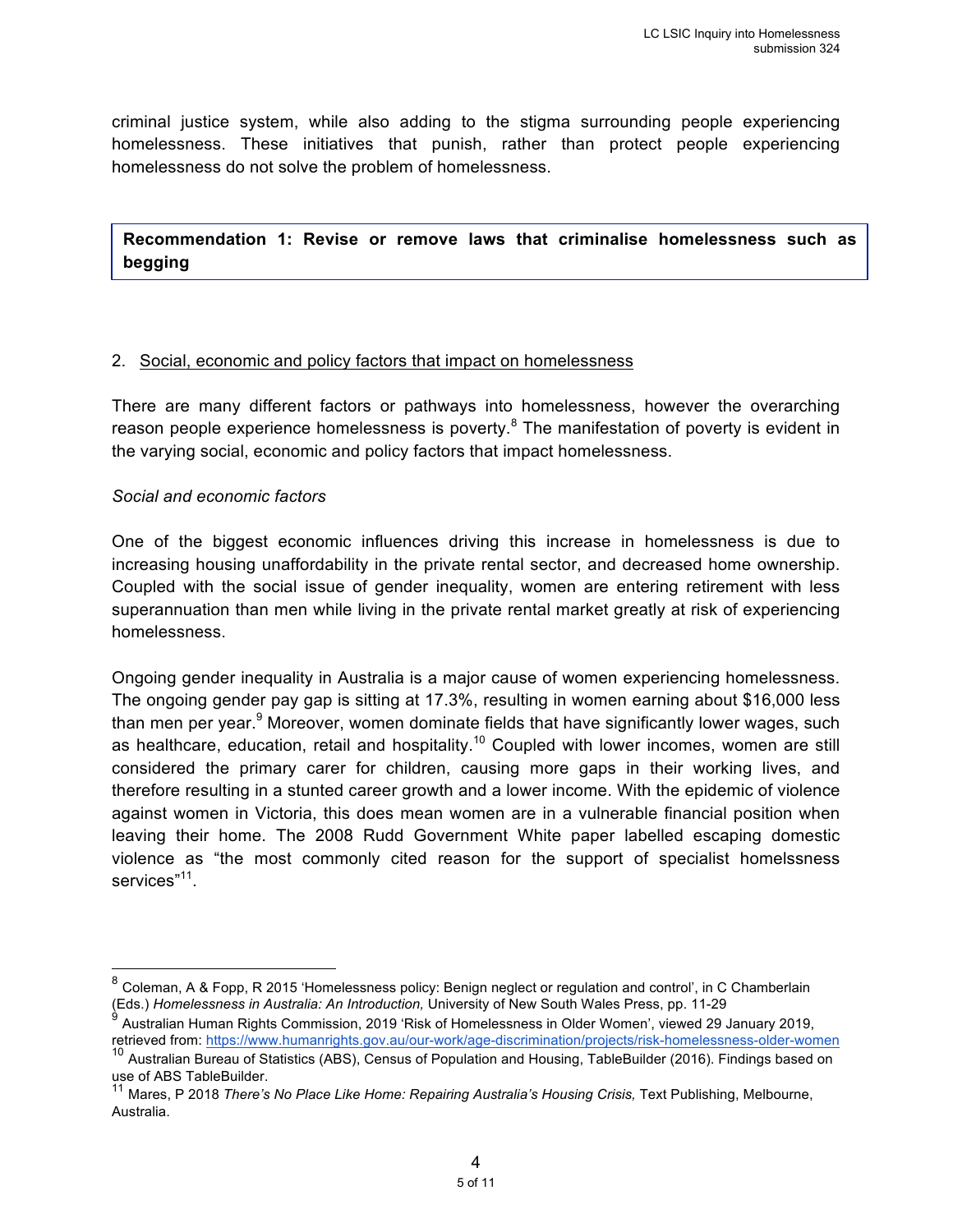criminal justice system, while also adding to the stigma surrounding people experiencing homelessness. These initiatives that punish, rather than protect people experiencing homelessness do not solve the problem of homelessness.

**Recommendation 1: Revise or remove laws that criminalise homelessness such as begging**

2. Social, economic and policy factors that impact on homelessness

There are many different factors or pathways into homelessness, however the overarching reason people experience homelessness is poverty.[8] The manifestation of poverty is evident in the varying social, economic and policy factors that impact homelessness.

*Social and economic factors*

One of the biggest economic influences driving this increase in homelessness is due to increasing housing unaffordability in the private rental sector, and decreased home ownership. Coupled with the social issue of gender inequality, women are entering retirement with less superannuation than men while living in the private rental market greatly at risk of experiencing homelessness.

Ongoing gender inequality in Australia is a major cause of women experiencing homelessness. The ongoing gender pay gap is sitting at 17.3%, resulting in women earning about $16,000 less than men per year.[9] Moreover, women dominate fields that have significantly lower wages, such as healthcare, education, retail and hospitality.[10] Coupled with lower incomes, women are still considered the primary carer for children, causing more gaps in their working lives, and therefore resulting in a stunted career growth and a lower income. With the epidemic of violence against women in Victoria, this does mean women are in a vulnerable financial position when leaving their home. The 2008 Rudd Government White paper labelled escaping domestic violence as "the most commonly cited reason for the support of specialist homelssness services"[11].

---

[8] Coleman, A & Fopp, R 2015 'Homelessness policy: Benign neglect or regulation and control', in C Chamberlain (Eds.) *Homelessness in Australia: An Introduction,* University of New South Wales Press, pp. 11-29

[9] Australian Human Rights Commission, 2019 'Risk of Homelessness in Older Women', viewed 29 January 2019, retrieved from: https://www.humanrights.gov.au/our-work/age-discrimination/projects/risk-homelessness-older-women

[10] Australian Bureau of Statistics (ABS), Census of Population and Housing, TableBuilder (2016). Findings based on use of ABS TableBuilder.

[11] Mares, P 2018 *There's No Place Like Home: Repairing Australia's Housing Crisis,* Text Publishing, Melbourne, Australia.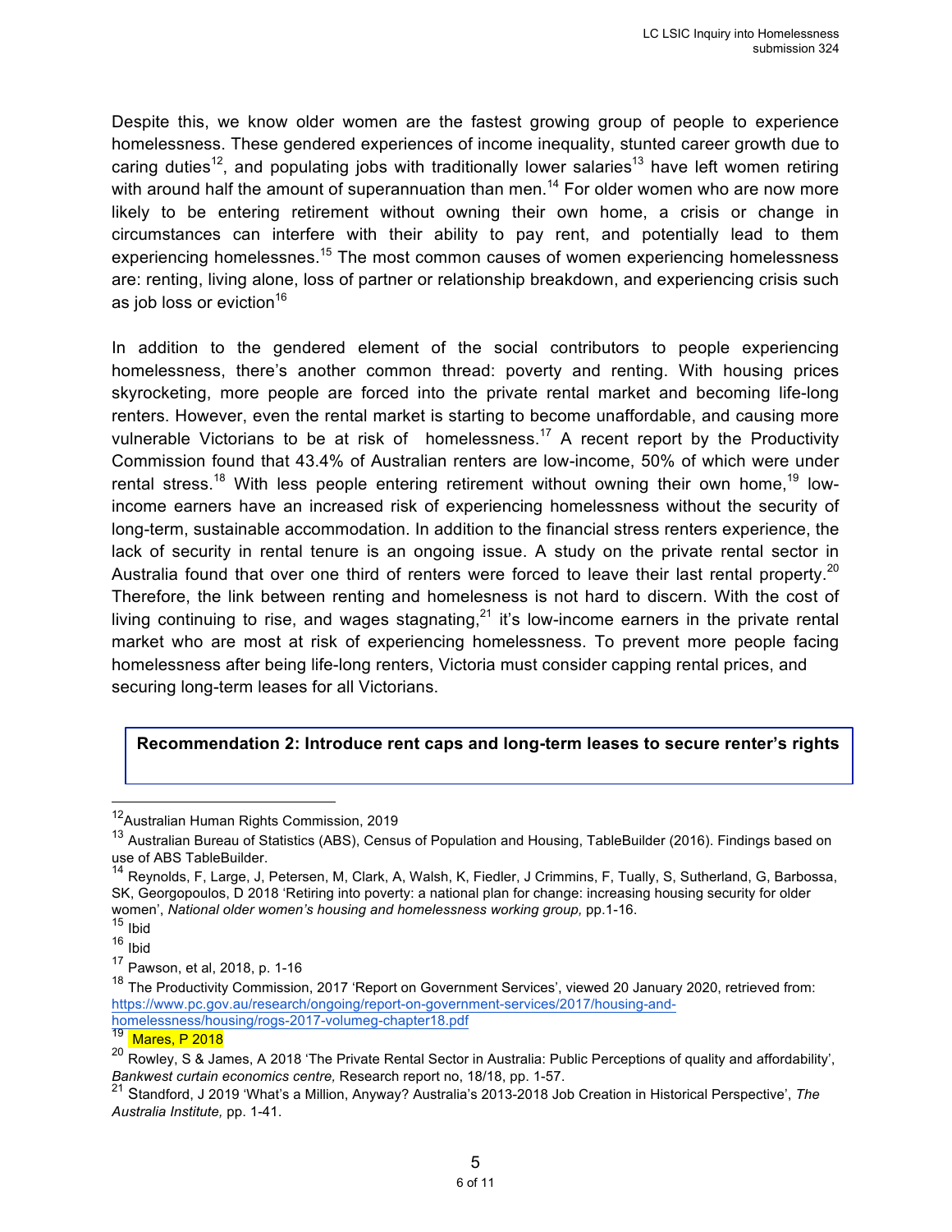Despite this, we know older women are the fastest growing group of people to experience homelessness. These gendered experiences of income inequality, stunted career growth due to caring duties[12], and populating jobs with traditionally lower salaries[13] have left women retiring with around half the amount of superannuation than men.[14] For older women who are now more likely to be entering retirement without owning their own home, a crisis or change in circumstances can interfere with their ability to pay rent, and potentially lead to them experiencing homelessnes.[15] The most common causes of women experiencing homelessness are: renting, living alone, loss of partner or relationship breakdown, and experiencing crisis such as job loss or eviction[16]

In addition to the gendered element of the social contributors to people experiencing homelessness, there's another common thread: poverty and renting. With housing prices skyrocketing, more people are forced into the private rental market and becoming life-long renters. However, even the rental market is starting to become unaffordable, and causing more vulnerable Victorians to be at risk of homelessness.[17] A recent report by the Productivity Commission found that 43.4% of Australian renters are low-income, 50% of which were under rental stress.[18] With less people entering retirement without owning their own home,[19] low-income earners have an increased risk of experiencing homelessness without the security of long-term, sustainable accommodation. In addition to the financial stress renters experience, the lack of security in rental tenure is an ongoing issue. A study on the private rental sector in Australia found that over one third of renters were forced to leave their last rental property.[20] Therefore, the link between renting and homelesness is not hard to discern. With the cost of living continuing to rise, and wages stagnating,[21] it's low-income earners in the private rental market who are most at risk of experiencing homelessness. To prevent more people facing homelessness after being life-long renters, Victoria must consider capping rental prices, and securing long-term leases for all Victorians.

**Recommendation 2: Introduce rent caps and long-term leases to secure renter's rights**

---

[12] Australian Human Rights Commission, 2019

[13] Australian Bureau of Statistics (ABS), Census of Population and Housing, TableBuilder (2016). Findings based on use of ABS TableBuilder.

[14] Reynolds, F, Large, J, Petersen, M, Clark, A, Walsh, K, Fiedler, J Crimmins, F, Tually, S, Sutherland, G, Barbossa, SK, Georgopoulos, D 2018 'Retiring into poverty: a national plan for change: increasing housing security for older women', *National older women's housing and homelessness working group,* pp.1-16.

[15] Ibid

[16] Ibid

[17] Pawson, et al, 2018, p. 1-16

[18] The Productivity Commission, 2017 'Report on Government Services', viewed 20 January 2020, retrieved from: https://www.pc.gov.au/research/ongoing/report-on-government-services/2017/housing-and-homelessness/housing/rogs-2017-volumeg-chapter18.pdf

[19] Mares, P 2018

[20] Rowley, S & James, A 2018 'The Private Rental Sector in Australia: Public Perceptions of quality and affordability', *Bankwest curtain economics centre,* Research report no, 18/18, pp. 1-57.

[21] Standford, J 2019 'What's a Million, Anyway? Australia's 2013-2018 Job Creation in Historical Perspective', *The Australia Institute,* pp. 1-41.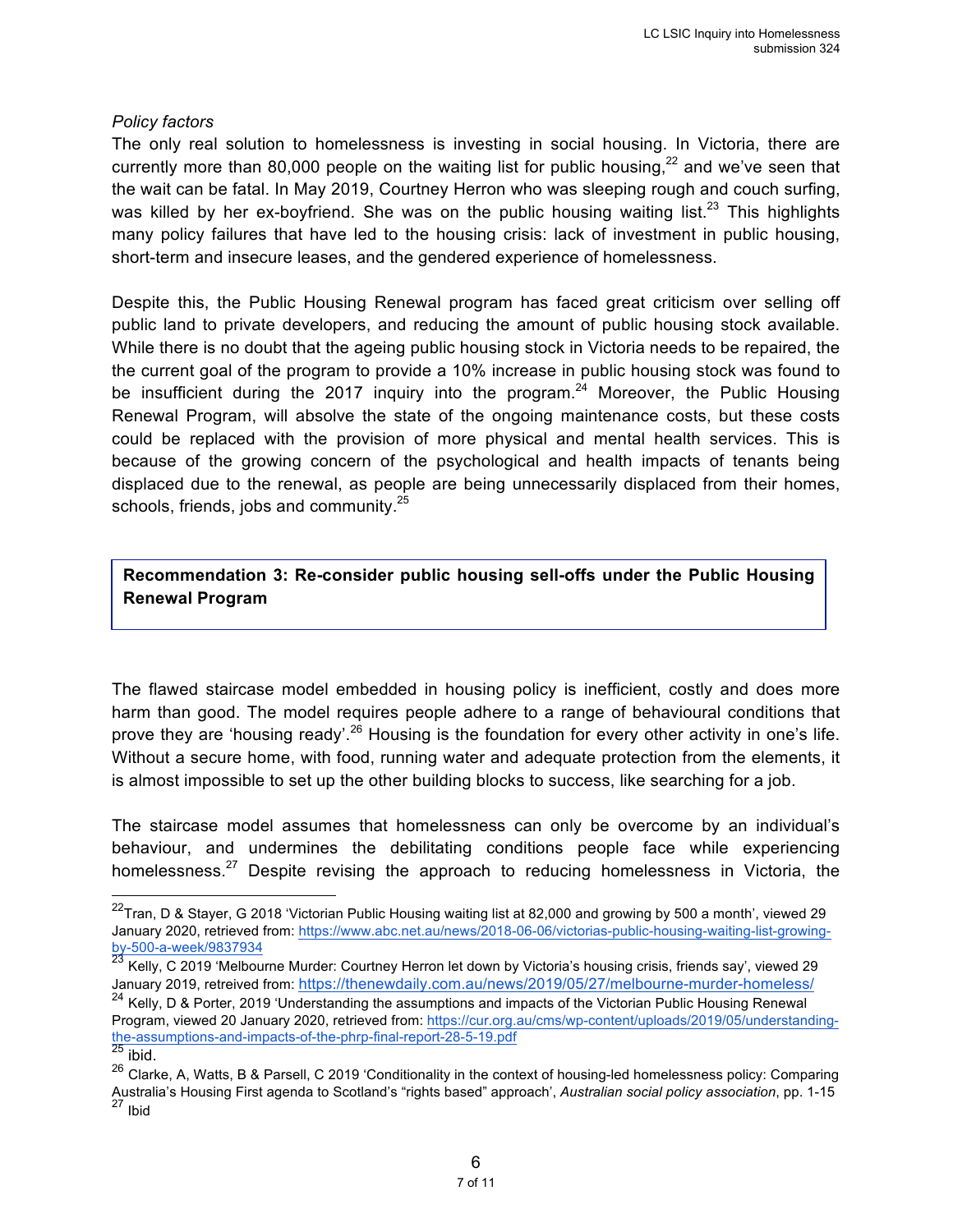*Policy factors*

The only real solution to homelessness is investing in social housing. In Victoria, there are currently more than 80,000 people on the waiting list for public housing,[22] and we've seen that the wait can be fatal. In May 2019, Courtney Herron who was sleeping rough and couch surfing, was killed by her ex-boyfriend. She was on the public housing waiting list.[23] This highlights many policy failures that have led to the housing crisis: lack of investment in public housing, short-term and insecure leases, and the gendered experience of homelessness.

Despite this, the Public Housing Renewal program has faced great criticism over selling off public land to private developers, and reducing the amount of public housing stock available. While there is no doubt that the ageing public housing stock in Victoria needs to be repaired, the the current goal of the program to provide a 10% increase in public housing stock was found to be insufficient during the 2017 inquiry into the program.[24] Moreover, the Public Housing Renewal Program, will absolve the state of the ongoing maintenance costs, but these costs could be replaced with the provision of more physical and mental health services. This is because of the growing concern of the psychological and health impacts of tenants being displaced due to the renewal, as people are being unnecessarily displaced from their homes, schools, friends, jobs and community.[25]

**Recommendation 3: Re-consider public housing sell-offs under the Public Housing Renewal Program**

The flawed staircase model embedded in housing policy is inefficient, costly and does more harm than good. The model requires people adhere to a range of behavioural conditions that prove they are 'housing ready'.[26] Housing is the foundation for every other activity in one's life. Without a secure home, with food, running water and adequate protection from the elements, it is almost impossible to set up the other building blocks to success, like searching for a job.

The staircase model assumes that homelessness can only be overcome by an individual's behaviour, and undermines the debilitating conditions people face while experiencing homelessness.[27] Despite revising the approach to reducing homelessness in Victoria, the

---

[22] Tran, D & Stayer, G 2018 'Victorian Public Housing waiting list at 82,000 and growing by 500 a month', viewed 29 January 2020, retrieved from: https://www.abc.net.au/news/2018-06-06/victorias-public-housing-waiting-list-growing-by-500-a-week/9837934

[23] Kelly, C 2019 'Melbourne Murder: Courtney Herron let down by Victoria's housing crisis, friends say', viewed 29 January 2019, retrieved from: https://thenewdaily.com.au/news/2019/05/27/melbourne-murder-homeless/

[24] Kelly, D & Porter, 2019 'Understanding the assumptions and impacts of the Victorian Public Housing Renewal Program, viewed 20 January 2020, retrieved from: https://cur.org.au/cms/wp-content/uploads/2019/05/understanding-the-assumptions-and-impacts-of-the-phrp-final-report-28-5-19.pdf

[25] ibid.

[26] Clarke, A, Watts, B & Parsell, C 2019 'Conditionality in the context of housing-led homelessness policy: Comparing Australia's Housing First agenda to Scotland's "rights based" approach', *Australian social policy association*, pp. 1-15

[27] Ibid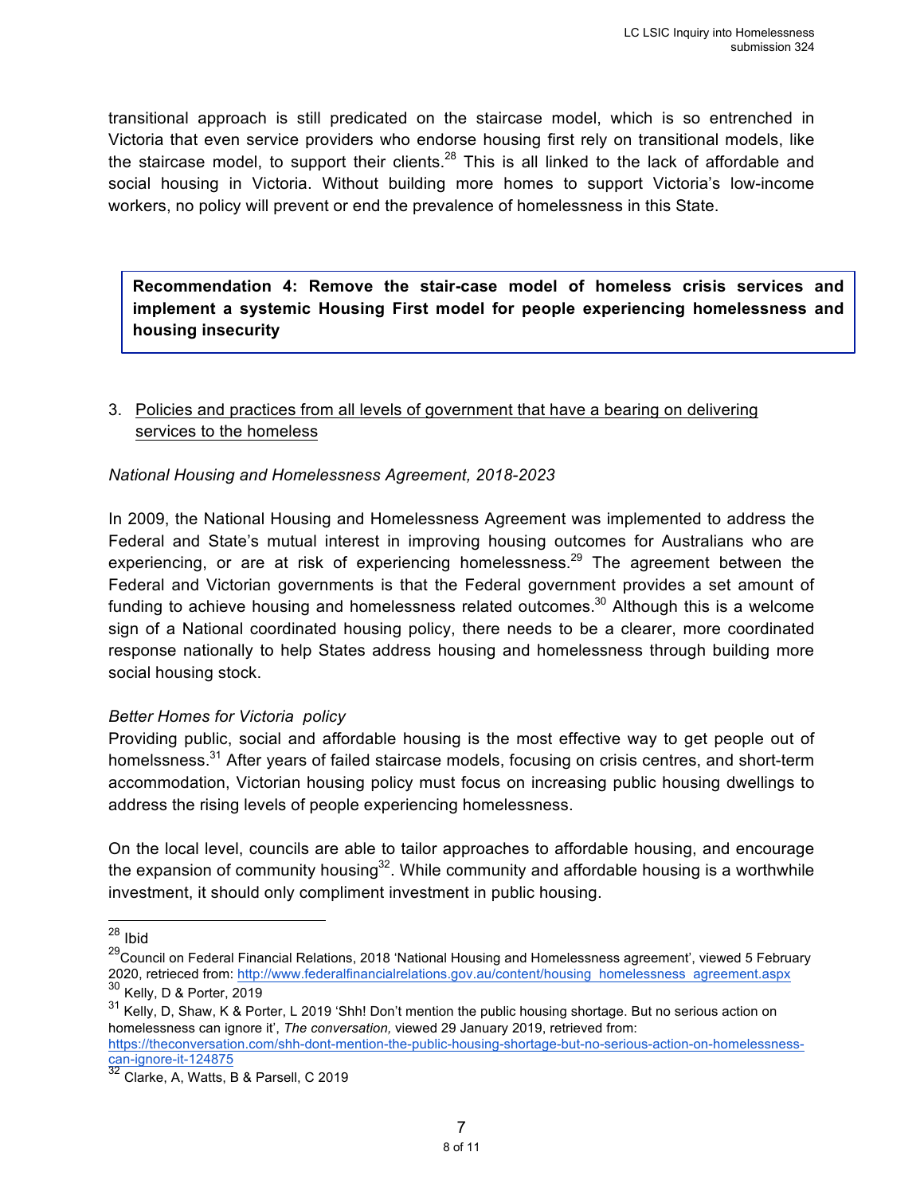transitional approach is still predicated on the staircase model, which is so entrenched in Victoria that even service providers who endorse housing first rely on transitional models, like the staircase model, to support their clients.[28] This is all linked to the lack of affordable and social housing in Victoria. Without building more homes to support Victoria's low-income workers, no policy will prevent or end the prevalence of homelessness in this State.

> **Recommendation 4: Remove the stair-case model of homeless crisis services and implement a systemic Housing First model for people experiencing homelessness and housing insecurity**

3. Policies and practices from all levels of government that have a bearing on delivering services to the homeless

*National Housing and Homelessness Agreement, 2018-2023*

In 2009, the National Housing and Homelessness Agreement was implemented to address the Federal and State's mutual interest in improving housing outcomes for Australians who are experiencing, or are at risk of experiencing homelessness.[29] The agreement between the Federal and Victorian governments is that the Federal government provides a set amount of funding to achieve housing and homelessness related outcomes.[30] Although this is a welcome sign of a National coordinated housing policy, there needs to be a clearer, more coordinated response nationally to help States address housing and homelessness through building more social housing stock.

*Better Homes for Victoria policy*

Providing public, social and affordable housing is the most effective way to get people out of homelssness.[31] After years of failed staircase models, focusing on crisis centres, and short-term accommodation, Victorian housing policy must focus on increasing public housing dwellings to address the rising levels of people experiencing homelessness.

On the local level, councils are able to tailor approaches to affordable housing, and encourage the expansion of community housing[32]. While community and affordable housing is a worthwhile investment, it should only compliment investment in public housing.

---

[28] Ibid

[29] Council on Federal Financial Relations, 2018 'National Housing and Homelessness agreement', viewed 5 February 2020, retrieced from: http://www.federalfinancialrelations.gov.au/content/housing_homelessness_agreement.aspx

[30] Kelly, D & Porter, 2019

[31] Kelly, D, Shaw, K & Porter, L 2019 'Shh! Don't mention the public housing shortage. But no serious action on homelessness can ignore it', *The conversation,* viewed 29 January 2019, retrieved from: https://theconversation.com/shh-dont-mention-the-public-housing-shortage-but-no-serious-action-on-homelessness-can-ignore-it-124875

[32] Clarke, A, Watts, B & Parsell, C 2019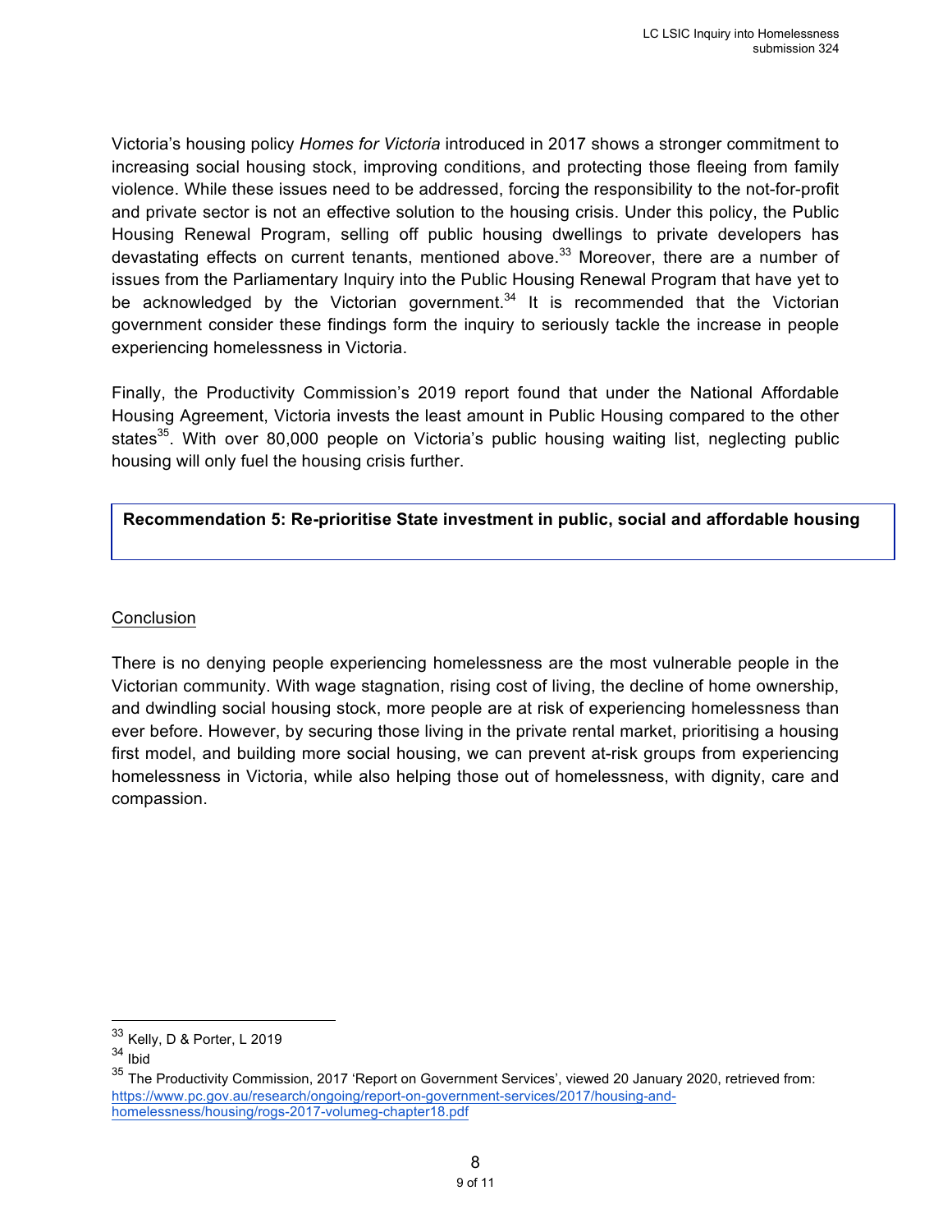Victoria's housing policy *Homes for Victoria* introduced in 2017 shows a stronger commitment to increasing social housing stock, improving conditions, and protecting those fleeing from family violence. While these issues need to be addressed, forcing the responsibility to the not-for-profit and private sector is not an effective solution to the housing crisis. Under this policy, the Public Housing Renewal Program, selling off public housing dwellings to private developers has devastating effects on current tenants, mentioned above.[33] Moreover, there are a number of issues from the Parliamentary Inquiry into the Public Housing Renewal Program that have yet to be acknowledged by the Victorian government.[34] It is recommended that the Victorian government consider these findings form the inquiry to seriously tackle the increase in people experiencing homelessness in Victoria.

Finally, the Productivity Commission's 2019 report found that under the National Affordable Housing Agreement, Victoria invests the least amount in Public Housing compared to the other states[35]. With over 80,000 people on Victoria's public housing waiting list, neglecting public housing will only fuel the housing crisis further.

**Recommendation 5: Re-prioritise State investment in public, social and affordable housing**

## Conclusion

There is no denying people experiencing homelessness are the most vulnerable people in the Victorian community. With wage stagnation, rising cost of living, the decline of home ownership, and dwindling social housing stock, more people are at risk of experiencing homelessness than ever before. However, by securing those living in the private rental market, prioritising a housing first model, and building more social housing, we can prevent at-risk groups from experiencing homelessness in Victoria, while also helping those out of homelessness, with dignity, care and compassion.

---

[33] Kelly, D & Porter, L 2019

[34] Ibid

[35] The Productivity Commission, 2017 'Report on Government Services', viewed 20 January 2020, retrieved from: https://www.pc.gov.au/research/ongoing/report-on-government-services/2017/housing-and-homelessness/housing/rogs-2017-volumeg-chapter18.pdf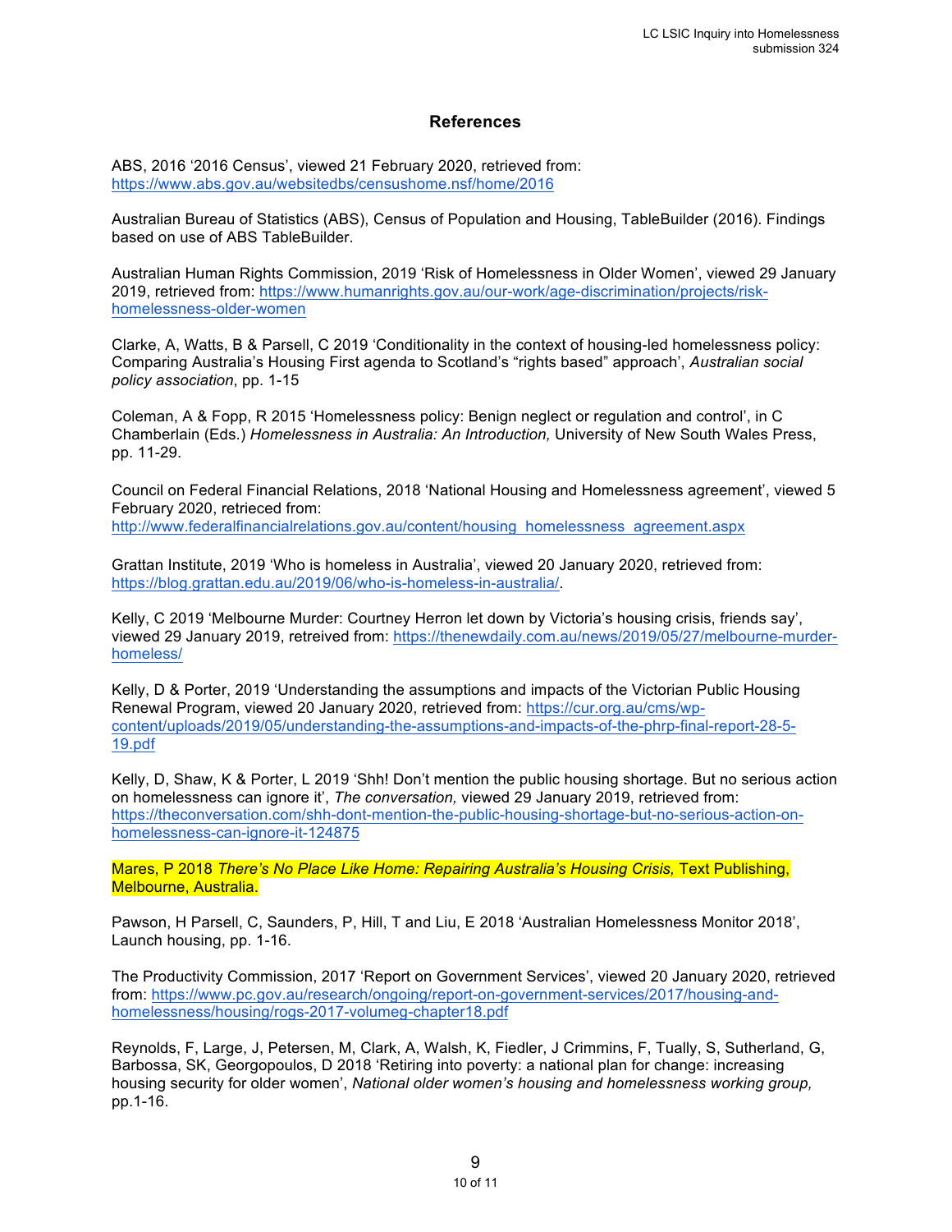## References

ABS, 2016 '2016 Census', viewed 21 February 2020, retrieved from: https://www.abs.gov.au/websitedbs/censushome.nsf/home/2016

Australian Bureau of Statistics (ABS), Census of Population and Housing, TableBuilder (2016). Findings based on use of ABS TableBuilder.

Australian Human Rights Commission, 2019 'Risk of Homelessness in Older Women', viewed 29 January 2019, retrieved from: https://www.humanrights.gov.au/our-work/age-discrimination/projects/risk-homelessness-older-women

Clarke, A, Watts, B & Parsell, C 2019 'Conditionality in the context of housing-led homelessness policy: Comparing Australia's Housing First agenda to Scotland's "rights based" approach', *Australian social policy association*, pp. 1-15

Coleman, A & Fopp, R 2015 'Homelessness policy: Benign neglect or regulation and control', in C Chamberlain (Eds.) *Homelessness in Australia: An Introduction,* University of New South Wales Press, pp. 11-29.

Council on Federal Financial Relations, 2018 'National Housing and Homelessness agreement', viewed 5 February 2020, retrieced from: http://www.federalfinancialrelations.gov.au/content/housing_homelessness_agreement.aspx

Grattan Institute, 2019 'Who is homeless in Australia', viewed 20 January 2020, retrieved from: https://blog.grattan.edu.au/2019/06/who-is-homeless-in-australia/.

Kelly, C 2019 'Melbourne Murder: Courtney Herron let down by Victoria's housing crisis, friends say', viewed 29 January 2019, retreived from: https://thenewdaily.com.au/news/2019/05/27/melbourne-murder-homeless/

Kelly, D & Porter, 2019 'Understanding the assumptions and impacts of the Victorian Public Housing Renewal Program, viewed 20 January 2020, retrieved from: https://cur.org.au/cms/wp-content/uploads/2019/05/understanding-the-assumptions-and-impacts-of-the-phrp-final-report-28-5-19.pdf

Kelly, D, Shaw, K & Porter, L 2019 'Shh! Don't mention the public housing shortage. But no serious action on homelessness can ignore it', *The conversation,* viewed 29 January 2019, retrieved from: https://theconversation.com/shh-dont-mention-the-public-housing-shortage-but-no-serious-action-on-homelessness-can-ignore-it-124875

Mares, P 2018 *There's No Place Like Home: Repairing Australia's Housing Crisis,* Text Publishing, Melbourne, Australia.

Pawson, H Parsell, C, Saunders, P, Hill, T and Liu, E 2018 'Australian Homelessness Monitor 2018', Launch housing, pp. 1-16.

The Productivity Commission, 2017 'Report on Government Services', viewed 20 January 2020, retrieved from: https://www.pc.gov.au/research/ongoing/report-on-government-services/2017/housing-and-homelessness/housing/rogs-2017-volumeg-chapter18.pdf

Reynolds, F, Large, J, Petersen, M, Clark, A, Walsh, K, Fiedler, J Crimmins, F, Tually, S, Sutherland, G, Barbossa, SK, Georgopoulos, D 2018 'Retiring into poverty: a national plan for change: increasing housing security for older women', *National older women's housing and homelessness working group,* pp.1-16.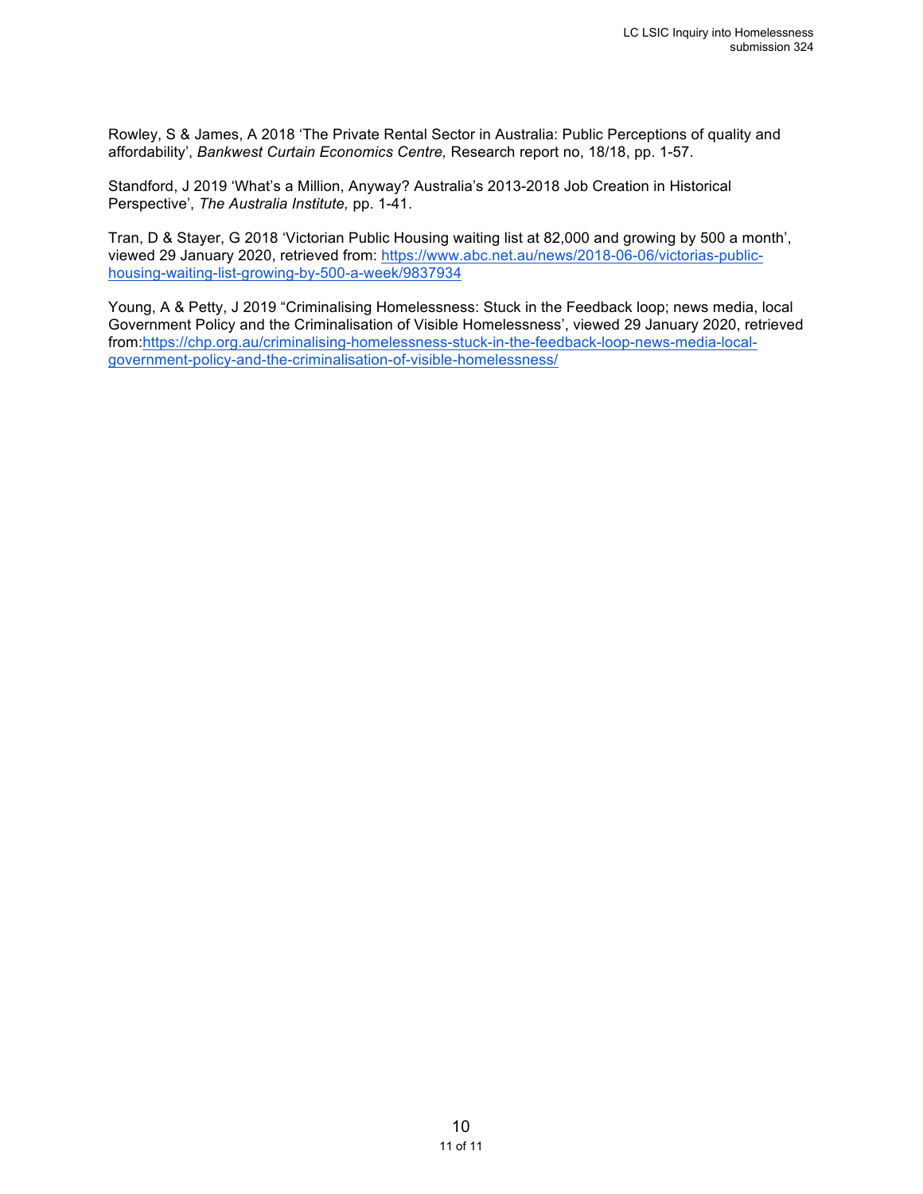Rowley, S & James, A 2018 'The Private Rental Sector in Australia: Public Perceptions of quality and affordability', *Bankwest Curtain Economics Centre,* Research report no, 18/18, pp. 1-57.

Standford, J 2019 'What's a Million, Anyway? Australia's 2013-2018 Job Creation in Historical Perspective', *The Australia Institute,* pp. 1-41.

Tran, D & Stayer, G 2018 'Victorian Public Housing waiting list at 82,000 and growing by 500 a month', viewed 29 January 2020, retrieved from: https://www.abc.net.au/news/2018-06-06/victorias-public-housing-waiting-list-growing-by-500-a-week/9837934

Young, A & Petty, J 2019 "Criminalising Homelessness: Stuck in the Feedback loop; news media, local Government Policy and the Criminalisation of Visible Homelessness', viewed 29 January 2020, retrieved from:https://chp.org.au/criminalising-homelessness-stuck-in-the-feedback-loop-news-media-local-government-policy-and-the-criminalisation-of-visible-homelessness/